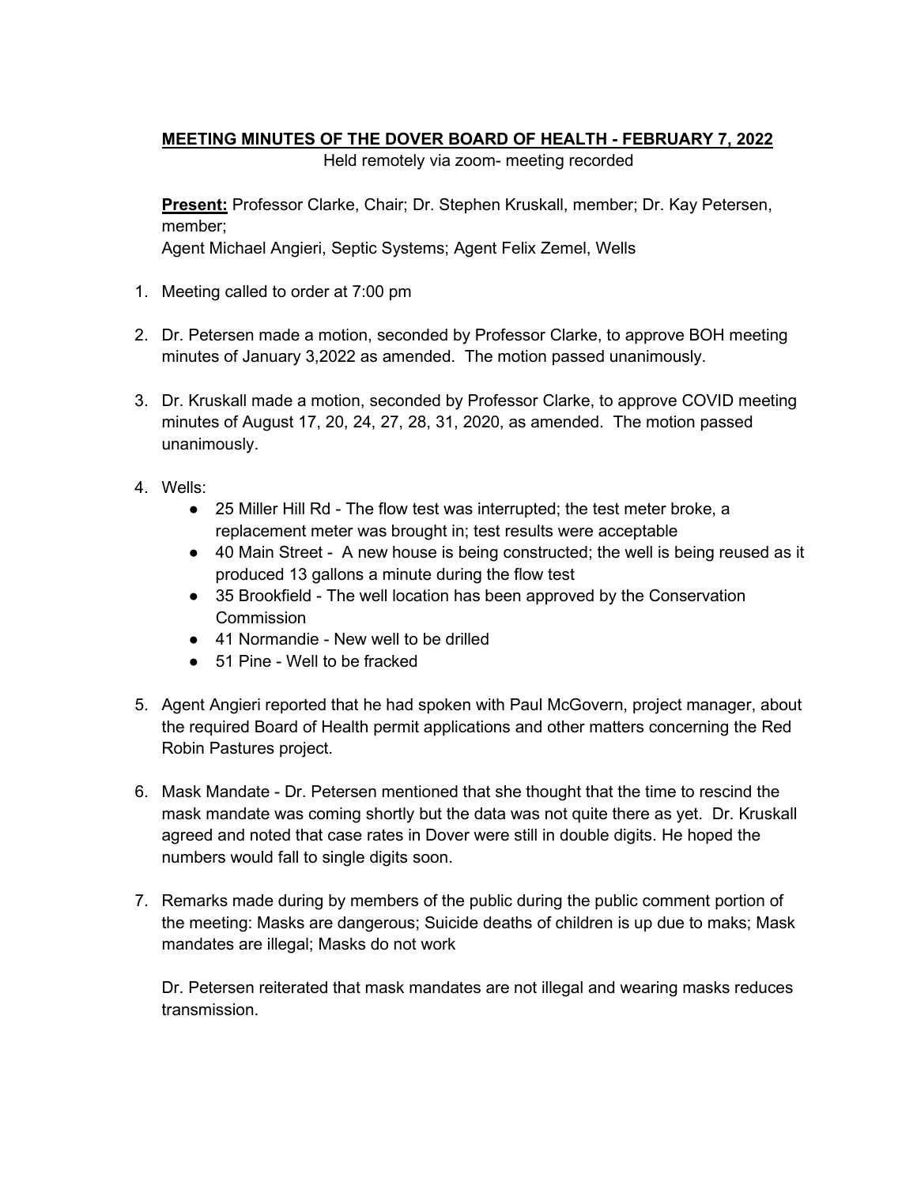**MEETING MINUTES OF THE DOVER BOARD OF HEALTH - FEBRUARY 7, 2022**

Held remotely via zoom- meeting recorded

**Present:** Professor Clarke, Chair; Dr. Stephen Kruskall, member; Dr. Kay Petersen, member;
Agent Michael Angieri, Septic Systems; Agent Felix Zemel, Wells

1. Meeting called to order at 7:00 pm

2. Dr. Petersen made a motion, seconded by Professor Clarke, to approve BOH meeting minutes of January 3,2022 as amended. The motion passed unanimously.

3. Dr. Kruskall made a motion, seconded by Professor Clarke, to approve COVID meeting minutes of August 17, 20, 24, 27, 28, 31, 2020, as amended. The motion passed unanimously.

4. Wells:
   - 25 Miller Hill Rd - The flow test was interrupted; the test meter broke, a replacement meter was brought in; test results were acceptable
   - 40 Main Street - A new house is being constructed; the well is being reused as it produced 13 gallons a minute during the flow test
   - 35 Brookfield - The well location has been approved by the Conservation Commission
   - 41 Normandie - New well to be drilled
   - 51 Pine - Well to be fracked

5. Agent Angieri reported that he had spoken with Paul McGovern, project manager, about the required Board of Health permit applications and other matters concerning the Red Robin Pastures project.

6. Mask Mandate - Dr. Petersen mentioned that she thought that the time to rescind the mask mandate was coming shortly but the data was not quite there as yet. Dr. Kruskall agreed and noted that case rates in Dover were still in double digits. He hoped the numbers would fall to single digits soon.

7. Remarks made during by members of the public during the public comment portion of the meeting: Masks are dangerous; Suicide deaths of children is up due to maks; Mask mandates are illegal; Masks do not work

   Dr. Petersen reiterated that mask mandates are not illegal and wearing masks reduces transmission.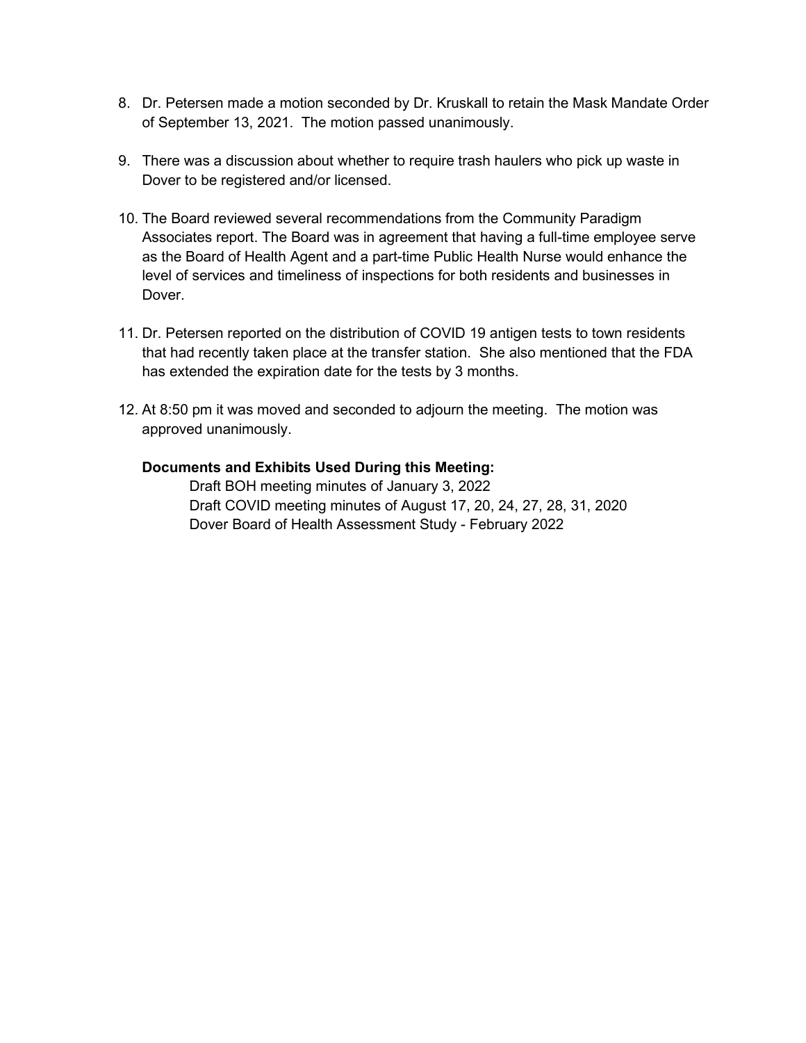8. Dr. Petersen made a motion seconded by Dr. Kruskall to retain the Mask Mandate Order of September 13, 2021. The motion passed unanimously.

9. There was a discussion about whether to require trash haulers who pick up waste in Dover to be registered and/or licensed.

10. The Board reviewed several recommendations from the Community Paradigm Associates report. The Board was in agreement that having a full-time employee serve as the Board of Health Agent and a part-time Public Health Nurse would enhance the level of services and timeliness of inspections for both residents and businesses in Dover.

11. Dr. Petersen reported on the distribution of COVID 19 antigen tests to town residents that had recently taken place at the transfer station. She also mentioned that the FDA has extended the expiration date for the tests by 3 months.

12. At 8:50 pm it was moved and seconded to adjourn the meeting. The motion was approved unanimously.

**Documents and Exhibits Used During this Meeting:**

Draft BOH meeting minutes of January 3, 2022
Draft COVID meeting minutes of August 17, 20, 24, 27, 28, 31, 2020
Dover Board of Health Assessment Study - February 2022